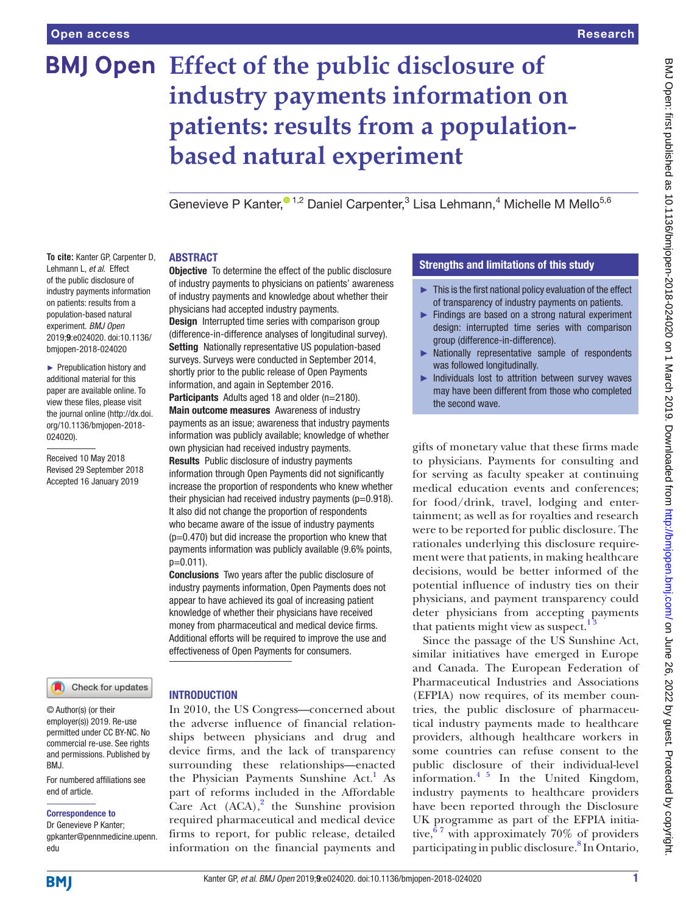Open access

Research

# Effect of the public disclosure of industry payments information on patients: results from a population-based natural experiment

Genevieve P Kanter,[1,2] Daniel Carpenter,[3] Lisa Lehmann,[4] Michelle M Mello[5,6]

**To cite:** Kanter GP, Carpenter D, Lehmann L, *et al*. Effect of the public disclosure of industry payments information on patients: results from a population-based natural experiment. *BMJ Open* 2019;**9**:e024020. doi:10.1136/bmjopen-2018-024020

► Prepublication history and additional material for this paper are available online. To view these files, please visit the journal online (http://dx.doi.org/10.1136/bmjopen-2018-024020).

Received 10 May 2018
Revised 29 September 2018
Accepted 16 January 2019

© Author(s) (or their employer(s)) 2019. Re-use permitted under CC BY-NC. No commercial re-use. See rights and permissions. Published by BMJ.

For numbered affiliations see end of article.

**Correspondence to**
Dr Genevieve P Kanter; gpkanter@pennmedicine.upenn.edu

## ABSTRACT

**Objective** To determine the effect of the public disclosure of industry payments to physicians on patients' awareness of industry payments and knowledge about whether their physicians had accepted industry payments.

**Design** Interrupted time series with comparison group (difference-in-difference analyses of longitudinal survey).

**Setting** Nationally representative US population-based surveys. Surveys were conducted in September 2014, shortly prior to the public release of Open Payments information, and again in September 2016.

**Participants** Adults aged 18 and older (n=2180).

**Main outcome measures** Awareness of industry payments as an issue; awareness that industry payments information was publicly available; knowledge of whether own physician had received industry payments.

**Results** Public disclosure of industry payments information through Open Payments did not significantly increase the proportion of respondents who knew whether their physician had received industry payments (p=0.918). It also did not change the proportion of respondents who became aware of the issue of industry payments (p=0.470) but did increase the proportion who knew that payments information was publicly available (9.6% points, p=0.011).

**Conclusions** Two years after the public disclosure of industry payments information, Open Payments does not appear to have achieved its goal of increasing patient knowledge of whether their physicians have received money from pharmaceutical and medical device firms. Additional efforts will be required to improve the use and effectiveness of Open Payments for consumers.

### Strengths and limitations of this study

- This is the first national policy evaluation of the effect of transparency of industry payments on patients.
- Findings are based on a strong natural experiment design: interrupted time series with comparison group (difference-in-difference).
- Nationally representative sample of respondents was followed longitudinally.
- Individuals lost to attrition between survey waves may have been different from those who completed the second wave.

## INTRODUCTION

In 2010, the US Congress—concerned about the adverse influence of financial relationships between physicians and drug and device firms, and the lack of transparency surrounding these relationships—enacted the Physician Payments Sunshine Act.[1] As part of reforms included in the Affordable Care Act (ACA),[2] the Sunshine provision required pharmaceutical and medical device firms to report, for public release, detailed information on the financial payments and gifts of monetary value that these firms made to physicians. Payments for consulting and for serving as faculty speaker at continuing medical education events and conferences; for food/drink, travel, lodging and entertainment; as well as for royalties and research were to be reported for public disclosure. The rationales underlying this disclosure requirement were that patients, in making healthcare decisions, would be better informed of the potential influence of industry ties on their physicians, and payment transparency could deter physicians from accepting payments that patients might view as suspect.[1 3]

Since the passage of the US Sunshine Act, similar initiatives have emerged in Europe and Canada. The European Federation of Pharmaceutical Industries and Associations (EFPIA) now requires, of its member countries, the public disclosure of pharmaceutical industry payments made to healthcare providers, although healthcare workers in some countries can refuse consent to the public disclosure of their individual-level information.[4 5] In the United Kingdom, industry payments to healthcare providers have been reported through the Disclosure UK programme as part of the EFPIA initiative,[6 7] with approximately 70% of providers participating in public disclosure.[8] In Ontario,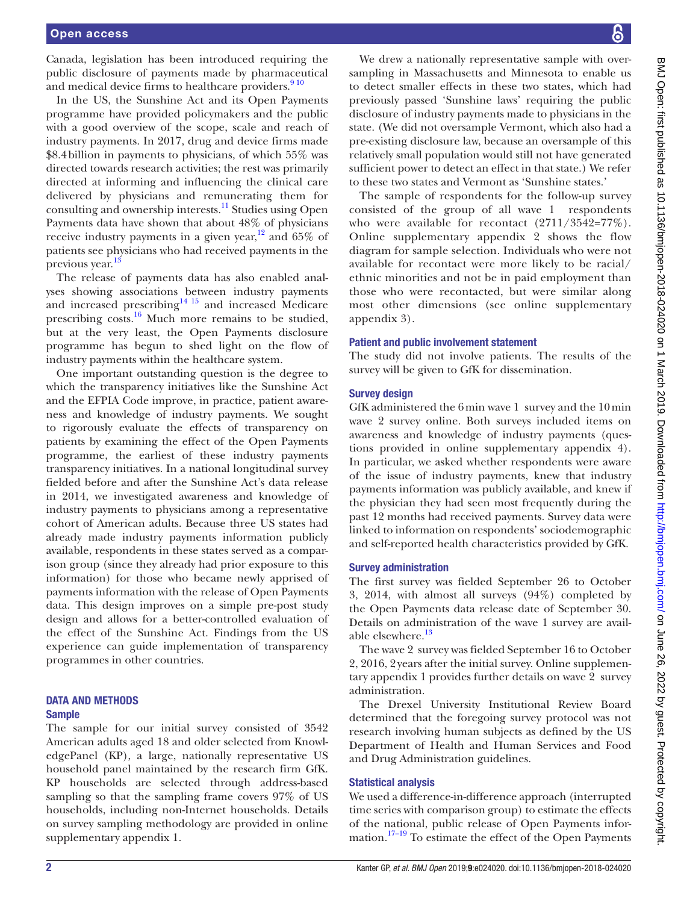Canada, legislation has been introduced requiring the public disclosure of payments made by pharmaceutical and medical device firms to healthcare providers.[9 10]

In the US, the Sunshine Act and its Open Payments programme have provided policymakers and the public with a good overview of the scope, scale and reach of industry payments. In 2017, drug and device firms made \$8.4 billion in payments to physicians, of which 55% was directed towards research activities; the rest was primarily directed at informing and influencing the clinical care delivered by physicians and remunerating them for consulting and ownership interests.[11] Studies using Open Payments data have shown that about 48% of physicians receive industry payments in a given year,[12] and 65% of patients see physicians who had received payments in the previous year.[13]

The release of payments data has also enabled analyses showing associations between industry payments and increased prescribing[14 15] and increased Medicare prescribing costs.[16] Much more remains to be studied, but at the very least, the Open Payments disclosure programme has begun to shed light on the flow of industry payments within the healthcare system.

One important outstanding question is the degree to which the transparency initiatives like the Sunshine Act and the EFPIA Code improve, in practice, patient awareness and knowledge of industry payments. We sought to rigorously evaluate the effects of transparency on patients by examining the effect of the Open Payments programme, the earliest of these industry payments transparency initiatives. In a national longitudinal survey fielded before and after the Sunshine Act's data release in 2014, we investigated awareness and knowledge of industry payments to physicians among a representative cohort of American adults. Because three US states had already made industry payments information publicly available, respondents in these states served as a comparison group (since they already had prior exposure to this information) for those who became newly apprised of payments information with the release of Open Payments data. This design improves on a simple pre-post study design and allows for a better-controlled evaluation of the effect of the Sunshine Act. Findings from the US experience can guide implementation of transparency programmes in other countries.

## DATA AND METHODS

### Sample

The sample for our initial survey consisted of 3542 American adults aged 18 and older selected from KnowledgePanel (KP), a large, nationally representative US household panel maintained by the research firm GfK. KP households are selected through address-based sampling so that the sampling frame covers 97% of US households, including non-Internet households. Details on survey sampling methodology are provided in online supplementary appendix 1.

We drew a nationally representative sample with oversampling in Massachusetts and Minnesota to enable us to detect smaller effects in these two states, which had previously passed 'Sunshine laws' requiring the public disclosure of industry payments made to physicians in the state. (We did not oversample Vermont, which also had a pre-existing disclosure law, because an oversample of this relatively small population would still not have generated sufficient power to detect an effect in that state.) We refer to these two states and Vermont as 'Sunshine states.'

The sample of respondents for the follow-up survey consisted of the group of all wave 1 respondents who were available for recontact (2711/3542=77%). Online supplementary appendix 2 shows the flow diagram for sample selection. Individuals who were not available for recontact were more likely to be racial/ethnic minorities and not be in paid employment than those who were recontacted, but were similar along most other dimensions (see online supplementary appendix 3).

### Patient and public involvement statement

The study did not involve patients. The results of the survey will be given to GfK for dissemination.

### Survey design

GfK administered the 6 min wave 1 survey and the 10 min wave 2 survey online. Both surveys included items on awareness and knowledge of industry payments (questions provided in online supplementary appendix 4). In particular, we asked whether respondents were aware of the issue of industry payments, knew that industry payments information was publicly available, and knew if the physician they had seen most frequently during the past 12 months had received payments. Survey data were linked to information on respondents' sociodemographic and self-reported health characteristics provided by GfK.

### Survey administration

The first survey was fielded September 26 to October 3, 2014, with almost all surveys (94%) completed by the Open Payments data release date of September 30. Details on administration of the wave 1 survey are available elsewhere.[13]

The wave 2 survey was fielded September 16 to October 2, 2016, 2 years after the initial survey. Online supplementary appendix 1 provides further details on wave 2 survey administration.

The Drexel University Institutional Review Board determined that the foregoing survey protocol was not research involving human subjects as defined by the US Department of Health and Human Services and Food and Drug Administration guidelines.

### Statistical analysis

We used a difference-in-difference approach (interrupted time series with comparison group) to estimate the effects of the national, public release of Open Payments information.[17–19] To estimate the effect of the Open Payments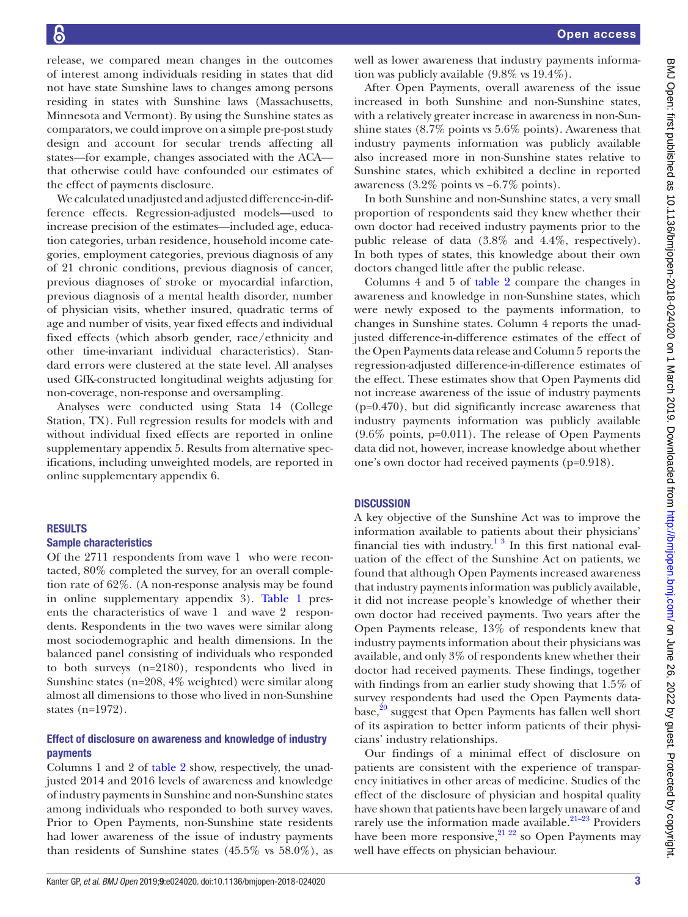release, we compared mean changes in the outcomes of interest among individuals residing in states that did not have state Sunshine laws to changes among persons residing in states with Sunshine laws (Massachusetts, Minnesota and Vermont). By using the Sunshine states as comparators, we could improve on a simple pre-post study design and account for secular trends affecting all states—for example, changes associated with the ACA—that otherwise could have confounded our estimates of the effect of payments disclosure.

We calculated unadjusted and adjusted difference-in-difference effects. Regression-adjusted models—used to increase precision of the estimates—included age, education categories, urban residence, household income categories, employment categories, previous diagnosis of any of 21 chronic conditions, previous diagnosis of cancer, previous diagnoses of stroke or myocardial infarction, previous diagnosis of a mental health disorder, number of physician visits, whether insured, quadratic terms of age and number of visits, year fixed effects and individual fixed effects (which absorb gender, race/ethnicity and other time-invariant individual characteristics). Standard errors were clustered at the state level. All analyses used GfK-constructed longitudinal weights adjusting for non-coverage, non-response and oversampling.

Analyses were conducted using Stata 14 (College Station, TX). Full regression results for models with and without individual fixed effects are reported in online supplementary appendix 5. Results from alternative specifications, including unweighted models, are reported in online supplementary appendix 6.

## RESULTS

### Sample characteristics

Of the 2711 respondents from wave 1 who were recontacted, 80% completed the survey, for an overall completion rate of 62%. (A non-response analysis may be found in online supplementary appendix 3). Table 1 presents the characteristics of wave 1 and wave 2 respondents. Respondents in the two waves were similar along most sociodemographic and health dimensions. In the balanced panel consisting of individuals who responded to both surveys (n=2180), respondents who lived in Sunshine states (n=208, 4% weighted) were similar along almost all dimensions to those who lived in non-Sunshine states (n=1972).

### Effect of disclosure on awareness and knowledge of industry payments

Columns 1 and 2 of table 2 show, respectively, the unadjusted 2014 and 2016 levels of awareness and knowledge of industry payments in Sunshine and non-Sunshine states among individuals who responded to both survey waves. Prior to Open Payments, non-Sunshine state residents had lower awareness of the issue of industry payments than residents of Sunshine states (45.5% vs 58.0%), as well as lower awareness that industry payments information was publicly available (9.8% vs 19.4%).

After Open Payments, overall awareness of the issue increased in both Sunshine and non-Sunshine states, with a relatively greater increase in awareness in non-Sunshine states (8.7% points vs 5.6% points). Awareness that industry payments information was publicly available also increased more in non-Sunshine states relative to Sunshine states, which exhibited a decline in reported awareness (3.2% points vs −6.7% points).

In both Sunshine and non-Sunshine states, a very small proportion of respondents said they knew whether their own doctor had received industry payments prior to the public release of data (3.8% and 4.4%, respectively). In both types of states, this knowledge about their own doctors changed little after the public release.

Columns 4 and 5 of table 2 compare the changes in awareness and knowledge in non-Sunshine states, which were newly exposed to the payments information, to changes in Sunshine states. Column 4 reports the unadjusted difference-in-difference estimates of the effect of the Open Payments data release and Column 5 reports the regression-adjusted difference-in-difference estimates of the effect. These estimates show that Open Payments did not increase awareness of the issue of industry payments (p=0.470), but did significantly increase awareness that industry payments information was publicly available (9.6% points, p=0.011). The release of Open Payments data did not, however, increase knowledge about whether one's own doctor had received payments (p=0.918).

## DISCUSSION

A key objective of the Sunshine Act was to improve the information available to patients about their physicians' financial ties with industry.[1 3] In this first national evaluation of the effect of the Sunshine Act on patients, we found that although Open Payments increased awareness that industry payments information was publicly available, it did not increase people's knowledge of whether their own doctor had received payments. Two years after the Open Payments release, 13% of respondents knew that industry payments information about their physicians was available, and only 3% of respondents knew whether their doctor had received payments. These findings, together with findings from an earlier study showing that 1.5% of survey respondents had used the Open Payments database,[20] suggest that Open Payments has fallen well short of its aspiration to better inform patients of their physicians' industry relationships.

Our findings of a minimal effect of disclosure on patients are consistent with the experience of transparency initiatives in other areas of medicine. Studies of the effect of the disclosure of physician and hospital quality have shown that patients have been largely unaware of and rarely use the information made available.[21–23] Providers have been more responsive,[21 22] so Open Payments may well have effects on physician behaviour.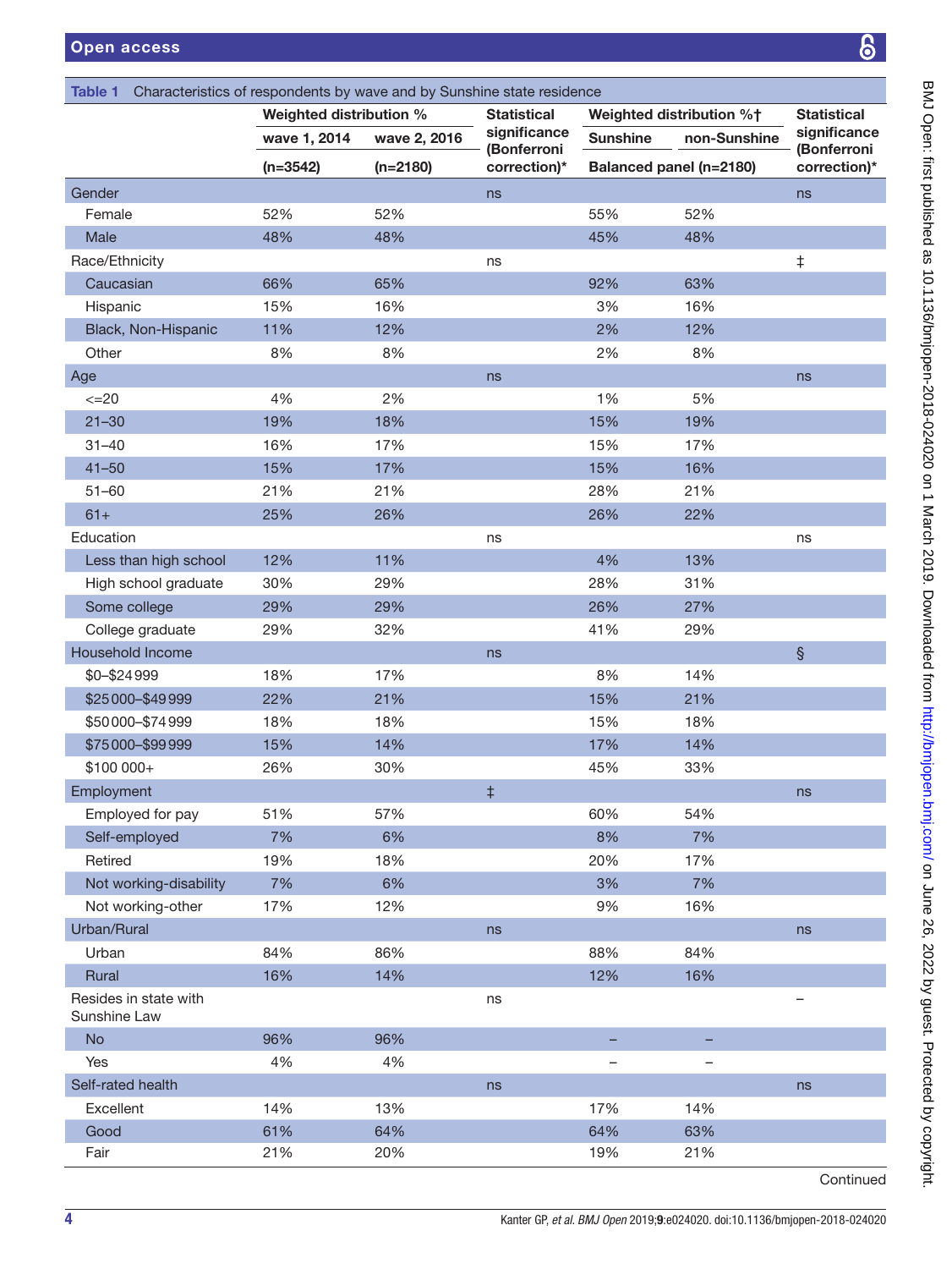**Table 1** Characteristics of respondents by wave and by Sunshine state residence

| | Weighted distribution % | | Statistical significance (Bonferroni correction)* | Weighted distribution %† | | Statistical significance (Bonferroni correction)* |
|---|---|---|---|---|---|---|
| | wave 1, 2014 | wave 2, 2016 | | Sunshine | non-Sunshine | |
| | (n=3542) | (n=2180) | | Balanced panel (n=2180) | | |
| Gender | | | ns | | | ns |
| Female | 52% | 52% | | 55% | 52% | |
| Male | 48% | 48% | | 45% | 48% | |
| Race/Ethnicity | | | ns | | | ‡ |
| Caucasian | 66% | 65% | | 92% | 63% | |
| Hispanic | 15% | 16% | | 3% | 16% | |
| Black, Non-Hispanic | 11% | 12% | | 2% | 12% | |
| Other | 8% | 8% | | 2% | 8% | |
| Age | | | ns | | | ns |
| <=20 | 4% | 2% | | 1% | 5% | |
| 21–30 | 19% | 18% | | 15% | 19% | |
| 31–40 | 16% | 17% | | 15% | 17% | |
| 41–50 | 15% | 17% | | 15% | 16% | |
| 51–60 | 21% | 21% | | 28% | 21% | |
| 61+ | 25% | 26% | | 26% | 22% | |
| Education | | | ns | | | ns |
| Less than high school | 12% | 11% | | 4% | 13% | |
| High school graduate | 30% | 29% | | 28% | 31% | |
| Some college | 29% | 29% | | 26% | 27% | |
| College graduate | 29% | 32% | | 41% | 29% | |
| Household Income | | | ns | | | § |
| $0–$24 999 | 18% | 17% | | 8% | 14% | |
| $25 000–$49 999 | 22% | 21% | | 15% | 21% | |
| $50 000–$74 999 | 18% | 18% | | 15% | 18% | |
| $75 000–$99 999 | 15% | 14% | | 17% | 14% | |
| $100 000+ | 26% | 30% | | 45% | 33% | |
| Employment | | | ‡ | | | ns |
| Employed for pay | 51% | 57% | | 60% | 54% | |
| Self-employed | 7% | 6% | | 8% | 7% | |
| Retired | 19% | 18% | | 20% | 17% | |
| Not working-disability | 7% | 6% | | 3% | 7% | |
| Not working-other | 17% | 12% | | 9% | 16% | |
| Urban/Rural | | | ns | | | ns |
| Urban | 84% | 86% | | 88% | 84% | |
| Rural | 16% | 14% | | 12% | 16% | |
| Resides in state with Sunshine Law | | | ns | | | – |
| No | 96% | 96% | | – | – | |
| Yes | 4% | 4% | | – | – | |
| Self-rated health | | | ns | | | ns |
| Excellent | 14% | 13% | | 17% | 14% | |
| Good | 61% | 64% | | 64% | 63% | |
| Fair | 21% | 20% | | 19% | 21% | |

Continued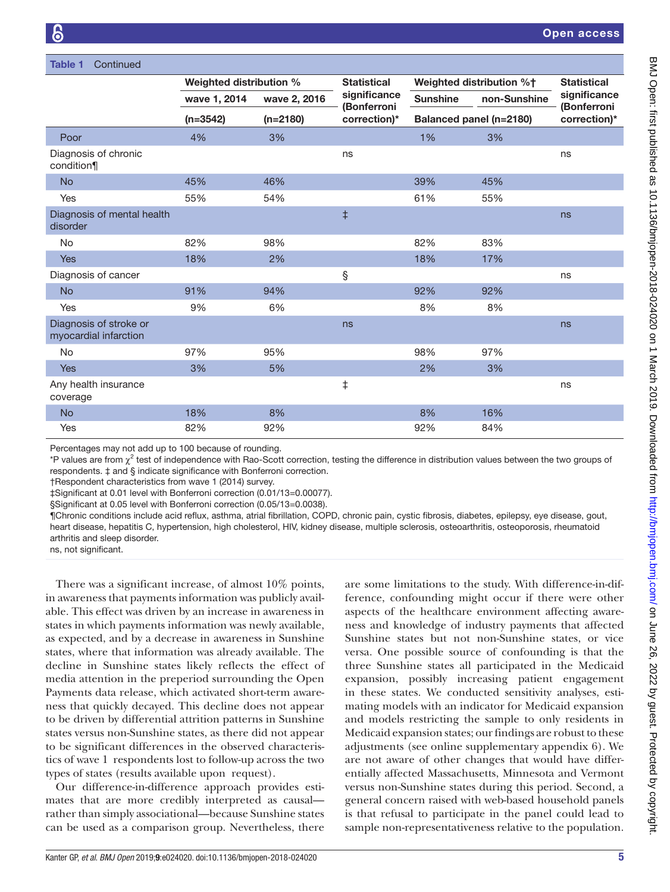**Table 1** Continued

| | Weighted distribution % | | Statistical significance (Bonferroni correction)* | Weighted distribution %† | | Statistical significance (Bonferroni correction)* |
|---|---|---|---|---|---|---|
| | wave 1, 2014 | wave 2, 2016 | | Sunshine | non-Sunshine | |
| | (n=3542) | (n=2180) | | Balanced panel (n=2180) | | |
| Poor | 4% | 3% | | 1% | 3% | |
| Diagnosis of chronic condition¶ | | | ns | | | ns |
| No | 45% | 46% | | 39% | 45% | |
| Yes | 55% | 54% | | 61% | 55% | |
| Diagnosis of mental health disorder | | | ‡ | | | ns |
| No | 82% | 98% | | 82% | 83% | |
| Yes | 18% | 2% | | 18% | 17% | |
| Diagnosis of cancer | | | § | | | ns |
| No | 91% | 94% | | 92% | 92% | |
| Yes | 9% | 6% | | 8% | 8% | |
| Diagnosis of stroke or myocardial infarction | | | ns | | | ns |
| No | 97% | 95% | | 98% | 97% | |
| Yes | 3% | 5% | | 2% | 3% | |
| Any health insurance coverage | | | ‡ | | | ns |
| No | 18% | 8% | | 8% | 16% | |
| Yes | 82% | 92% | | 92% | 84% | |

Percentages may not add up to 100 because of rounding.

*P values are from $\chi^2$ test of independence with Rao-Scott correction, testing the difference in distribution values between the two groups of respondents. ‡ and § indicate significance with Bonferroni correction.

†Respondent characteristics from wave 1 (2014) survey.

‡Significant at 0.01 level with Bonferroni correction (0.01/13=0.00077).

§Significant at 0.05 level with Bonferroni correction (0.05/13=0.0038).

¶Chronic conditions include acid reflux, asthma, atrial fibrillation, COPD, chronic pain, cystic fibrosis, diabetes, epilepsy, eye disease, gout, heart disease, hepatitis C, hypertension, high cholesterol, HIV, kidney disease, multiple sclerosis, osteoarthritis, osteoporosis, rheumatoid arthritis and sleep disorder.

ns, not significant.

There was a significant increase, of almost 10% points, in awareness that payments information was publicly available. This effect was driven by an increase in awareness in states in which payments information was newly available, as expected, and by a decrease in awareness in Sunshine states, where that information was already available. The decline in Sunshine states likely reflects the effect of media attention in the preperiod surrounding the Open Payments data release, which activated short-term awareness that quickly decayed. This decline does not appear to be driven by differential attrition patterns in Sunshine states versus non-Sunshine states, as there did not appear to be significant differences in the observed characteristics of wave 1 respondents lost to follow-up across the two types of states (results available upon request).

Our difference-in-difference approach provides estimates that are more credibly interpreted as causal—rather than simply associational—because Sunshine states can be used as a comparison group. Nevertheless, there are some limitations to the study. With difference-in-difference, confounding might occur if there were other aspects of the healthcare environment affecting awareness and knowledge of industry payments that affected Sunshine states but not non-Sunshine states, or vice versa. One possible source of confounding is that the three Sunshine states all participated in the Medicaid expansion, possibly increasing patient engagement in these states. We conducted sensitivity analyses, estimating models with an indicator for Medicaid expansion and models restricting the sample to only residents in Medicaid expansion states; our findings are robust to these adjustments (see online supplementary appendix 6). We are not aware of other changes that would have differentially affected Massachusetts, Minnesota and Vermont versus non-Sunshine states during this period. Second, a general concern raised with web-based household panels is that refusal to participate in the panel could lead to sample non-representativeness relative to the population.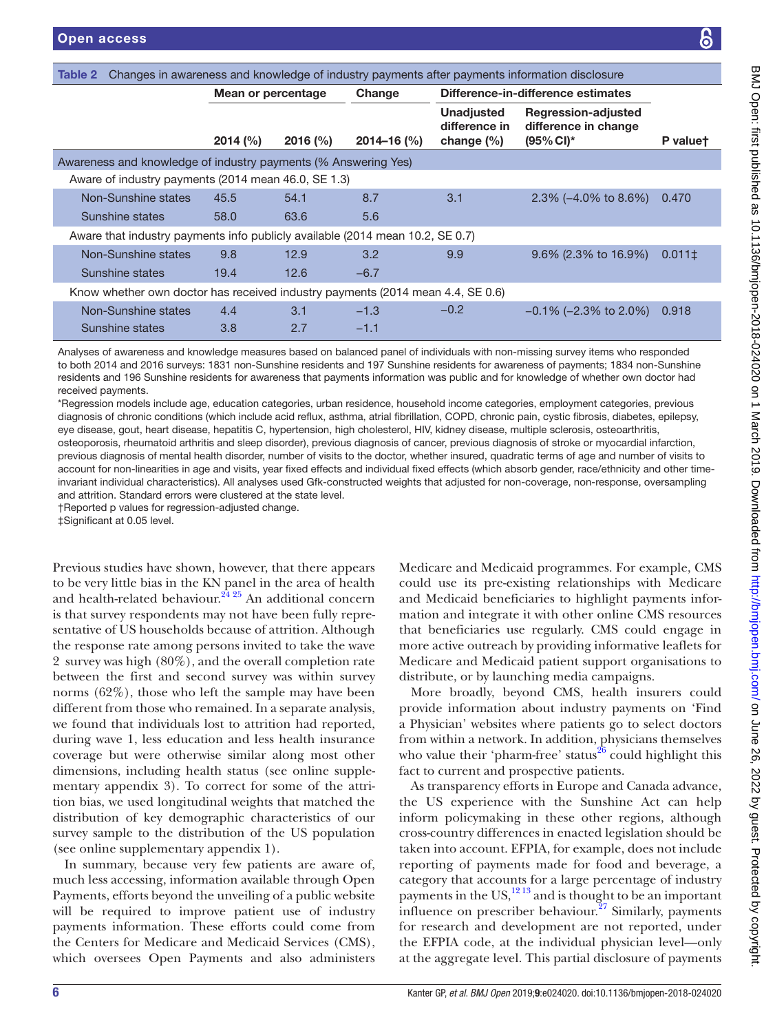**Table 2** Changes in awareness and knowledge of industry payments after payments information disclosure

| | Mean or percentage | | Change | Difference-in-difference estimates | | |
|---|---|---|---|---|---|---|
| | 2014 (%) | 2016 (%) | 2014–16 (%) | Unadjusted difference in change (%) | Regression-adjusted difference in change (95% CI)* | P value† |
| **Awareness and knowledge of industry payments (% Answering Yes)** | | | | | | |
| Aware of industry payments (2014 mean 46.0, SE 1.3) | | | | | | |
| Non-Sunshine states | 45.5 | 54.1 | 8.7 | 3.1 | 2.3% (−4.0% to 8.6%) | 0.470 |
| Sunshine states | 58.0 | 63.6 | 5.6 | | | |
| Aware that industry payments info publicly available (2014 mean 10.2, SE 0.7) | | | | | | |
| Non-Sunshine states | 9.8 | 12.9 | 3.2 | 9.9 | 9.6% (2.3% to 16.9%) | 0.011‡ |
| Sunshine states | 19.4 | 12.6 | −6.7 | | | |
| Know whether own doctor has received industry payments (2014 mean 4.4, SE 0.6) | | | | | | |
| Non-Sunshine states | 4.4 | 3.1 | −1.3 | −0.2 | −0.1% (−2.3% to 2.0%) | 0.918 |
| Sunshine states | 3.8 | 2.7 | −1.1 | | | |

Analyses of awareness and knowledge measures based on balanced panel of individuals with non-missing survey items who responded to both 2014 and 2016 surveys: 1831 non-Sunshine residents and 197 Sunshine residents for awareness of payments; 1834 non-Sunshine residents and 196 Sunshine residents for awareness that payments information was public and for knowledge of whether own doctor had received payments.

*Regression models include age, education categories, urban residence, household income categories, employment categories, previous diagnosis of chronic conditions (which include acid reflux, asthma, atrial fibrillation, COPD, chronic pain, cystic fibrosis, diabetes, epilepsy, eye disease, gout, heart disease, hepatitis C, hypertension, high cholesterol, HIV, kidney disease, multiple sclerosis, osteoarthritis, osteoporosis, rheumatoid arthritis and sleep disorder), previous diagnosis of cancer, previous diagnosis of stroke or myocardial infarction, previous diagnosis of mental health disorder, number of visits to the doctor, whether insured, quadratic terms of age and number of visits to account for non-linearities in age and visits, year fixed effects and individual fixed effects (which absorb gender, race/ethnicity and other time-invariant individual characteristics). All analyses used Gfk-constructed weights that adjusted for non-coverage, non-response, oversampling and attrition. Standard errors were clustered at the state level.

†Reported p values for regression-adjusted change.

‡Significant at 0.05 level.

Previous studies have shown, however, that there appears to be very little bias in the KN panel in the area of health and health-related behaviour.[24 25] An additional concern is that survey respondents may not have been fully representative of US households because of attrition. Although the response rate among persons invited to take the wave 2 survey was high (80%), and the overall completion rate between the first and second survey was within survey norms (62%), those who left the sample may have been different from those who remained. In a separate analysis, we found that individuals lost to attrition had reported, during wave 1, less education and less health insurance coverage but were otherwise similar along most other dimensions, including health status (see online supplementary appendix 3). To correct for some of the attrition bias, we used longitudinal weights that matched the distribution of key demographic characteristics of our survey sample to the distribution of the US population (see online supplementary appendix 1).

In summary, because very few patients are aware of, much less accessing, information available through Open Payments, efforts beyond the unveiling of a public website will be required to improve patient use of industry payments information. These efforts could come from the Centers for Medicare and Medicaid Services (CMS), which oversees Open Payments and also administers Medicare and Medicaid programmes. For example, CMS could use its pre-existing relationships with Medicare and Medicaid beneficiaries to highlight payments information and integrate it with other online CMS resources that beneficiaries use regularly. CMS could engage in more active outreach by providing informative leaflets for Medicare and Medicaid patient support organisations to distribute, or by launching media campaigns.

More broadly, beyond CMS, health insurers could provide information about industry payments on 'Find a Physician' websites where patients go to select doctors from within a network. In addition, physicians themselves who value their 'pharm-free' status[26] could highlight this fact to current and prospective patients.

As transparency efforts in Europe and Canada advance, the US experience with the Sunshine Act can help inform policymaking in these other regions, although cross-country differences in enacted legislation should be taken into account. EFPIA, for example, does not include reporting of payments made for food and beverage, a category that accounts for a large percentage of industry payments in the US,[12 13] and is thought to be an important influence on prescriber behaviour.[27] Similarly, payments for research and development are not reported, under the EFPIA code, at the individual physician level—only at the aggregate level. This partial disclosure of payments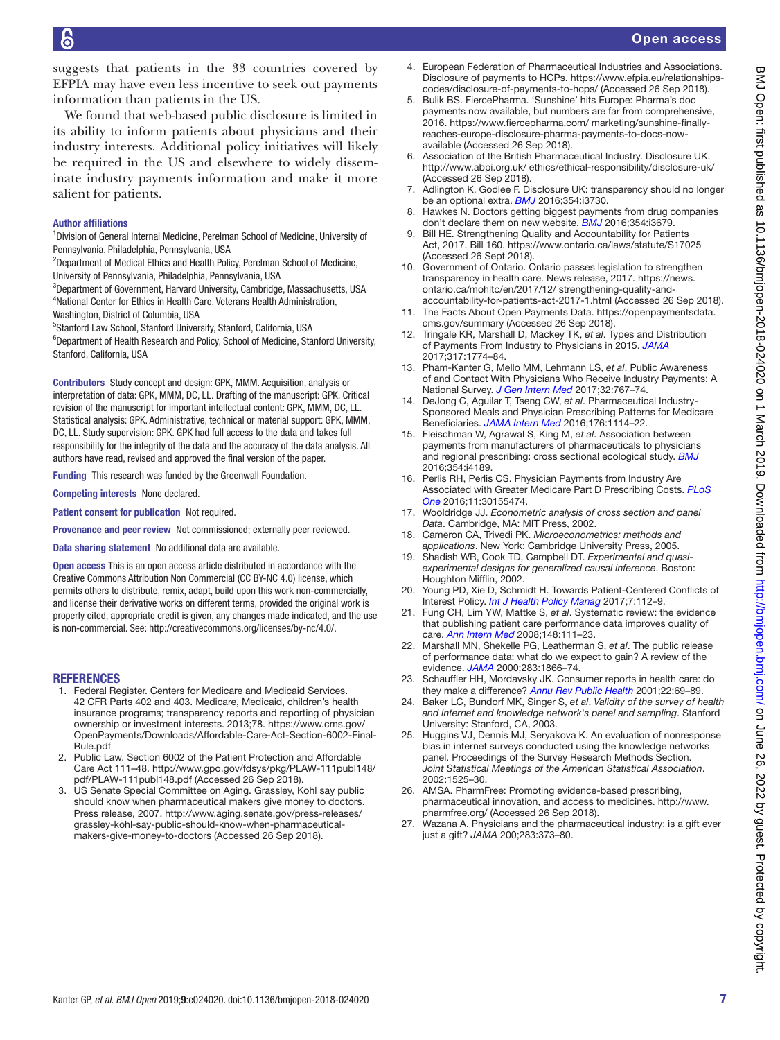suggests that patients in the 33 countries covered by EFPIA may have even less incentive to seek out payments information than patients in the US.

We found that web-based public disclosure is limited in its ability to inform patients about physicians and their industry interests. Additional policy initiatives will likely be required in the US and elsewhere to widely disseminate industry payments information and make it more salient for patients.

**Author affiliations**

[1]Division of General Internal Medicine, Perelman School of Medicine, University of Pennsylvania, Philadelphia, Pennsylvania, USA
[2]Department of Medical Ethics and Health Policy, Perelman School of Medicine, University of Pennsylvania, Philadelphia, Pennsylvania, USA
[3]Department of Government, Harvard University, Cambridge, Massachusetts, USA
[4]National Center for Ethics in Health Care, Veterans Health Administration, Washington, District of Columbia, USA
[5]Stanford Law School, Stanford University, Stanford, California, USA
[6]Department of Health Research and Policy, School of Medicine, Stanford University, Stanford, California, USA

**Contributors** Study concept and design: GPK, MMM. Acquisition, analysis or interpretation of data: GPK, MMM, DC, LL. Drafting of the manuscript: GPK. Critical revision of the manuscript for important intellectual content: GPK, MMM, DC, LL. Statistical analysis: GPK. Administrative, technical or material support: GPK, MMM, DC, LL. Study supervision: GPK. GPK had full access to the data and takes full responsibility for the integrity of the data and the accuracy of the data analysis. All authors have read, revised and approved the final version of the paper.

**Funding** This research was funded by the Greenwall Foundation.

**Competing interests** None declared.

**Patient consent for publication** Not required.

**Provenance and peer review** Not commissioned; externally peer reviewed.

**Data sharing statement** No additional data are available.

**Open access** This is an open access article distributed in accordance with the Creative Commons Attribution Non Commercial (CC BY-NC 4.0) license, which permits others to distribute, remix, adapt, build upon this work non-commercially, and license their derivative works on different terms, provided the original work is properly cited, appropriate credit is given, any changes made indicated, and the use is non-commercial. See: http://creativecommons.org/licenses/by-nc/4.0/.

## REFERENCES

1. Federal Register. Centers for Medicare and Medicaid Services. 42 CFR Parts 402 and 403. Medicare, Medicaid, children's health insurance programs; transparency reports and reporting of physician ownership or investment interests. 2013;78. https://www.cms.gov/OpenPayments/Downloads/Affordable-Care-Act-Section-6002-Final-Rule.pdf
2. Public Law. Section 6002 of the Patient Protection and Affordable Care Act 111–48. http://www.gpo.gov/fdsys/pkg/PLAW-111publ148/pdf/PLAW-111publ148.pdf (Accessed 26 Sep 2018).
3. US Senate Special Committee on Aging. Grassley, Kohl say public should know when pharmaceutical makers give money to doctors. Press release, 2007. http://www.aging.senate.gov/press-releases/grassley-kohl-say-public-should-know-when-pharmaceutical-makers-give-money-to-doctors (Accessed 26 Sep 2018).
4. European Federation of Pharmaceutical Industries and Associations. Disclosure of payments to HCPs. https://www.efpia.eu/relationships-codes/disclosure-of-payments-to-hcps/ (Accessed 26 Sep 2018).
5. Bulik BS. FiercePharma. 'Sunshine' hits Europe: Pharma's doc payments now available, but numbers are far from comprehensive, 2016. https://www.fiercepharma.com/ marketing/sunshine-finally-reaches-europe-disclosure-pharma-payments-to-docs-now-available (Accessed 26 Sep 2018).
6. Association of the British Pharmaceutical Industry. Disclosure UK. http://www.abpi.org.uk/ ethics/ethical-responsibility/disclosure-uk/ (Accessed 26 Sep 2018).
7. Adlington K, Godlee F. Disclosure UK: transparency should no longer be an optional extra. *BMJ* 2016;354:i3730.
8. Hawkes N. Doctors getting biggest payments from drug companies don't declare them on new website. *BMJ* 2016;354:i3679.
9. Bill HE. Strengthening Quality and Accountability for Patients Act, 2017. Bill 160. https://www.ontario.ca/laws/statute/S17025 (Accessed 26 Sept 2018).
10. Government of Ontario. Ontario passes legislation to strengthen transparency in health care. News release, 2017. https://news.ontario.ca/mohltc/en/2017/12/ strengthening-quality-and-accountability-for-patients-act-2017-1.html (Accessed 26 Sep 2018).
11. The Facts About Open Payments Data. https://openpaymentsdata.cms.gov/summary (Accessed 26 Sep 2018).
12. Tringale KR, Marshall D, Mackey TK, *et al*. Types and Distribution of Payments From Industry to Physicians in 2015. *JAMA* 2017;317:1774–84.
13. Pham-Kanter G, Mello MM, Lehmann LS, *et al*. Public Awareness of and Contact With Physicians Who Receive Industry Payments: A National Survey. *J Gen Intern Med* 2017;32:767–74.
14. DeJong C, Aguilar T, Tseng CW, *et al*. Pharmaceutical Industry-Sponsored Meals and Physician Prescribing Patterns for Medicare Beneficiaries. *JAMA Intern Med* 2016;176:1114–22.
15. Fleischman W, Agrawal S, King M, *et al*. Association between payments from manufacturers of pharmaceuticals to physicians and regional prescribing: cross sectional ecological study. *BMJ* 2016;354:i4189.
16. Perlis RH, Perlis CS. Physician Payments from Industry Are Associated with Greater Medicare Part D Prescribing Costs. *PLoS One* 2016;11:30155474.
17. Wooldridge JJ. *Econometric analysis of cross section and panel Data*. Cambridge, MA: MIT Press, 2002.
18. Cameron CA, Trivedi PK. *Microeconometrics: methods and applications*. New York: Cambridge University Press, 2005.
19. Shadish WR, Cook TD, Campbell DT. *Experimental and quasi-experimental designs for generalized causal inference*. Boston: Houghton Mifflin, 2002.
20. Young PD, Xie D, Schmidt H. Towards Patient-Centered Conflicts of Interest Policy. *Int J Health Policy Manag* 2017;7:112–9.
21. Fung CH, Lim YW, Mattke S, *et al*. Systematic review: the evidence that publishing patient care performance data improves quality of care. *Ann Intern Med* 2008;148:111–23.
22. Marshall MN, Shekelle PG, Leatherman S, *et al*. The public release of performance data: what do we expect to gain? A review of the evidence. *JAMA* 2000;283:1866–74.
23. Schauffler HH, Mordavsky JK. Consumer reports in health care: do they make a difference? *Annu Rev Public Health* 2001;22:69–89.
24. Baker LC, Bundorf MK, Singer S, *et al*. *Validity of the survey of health and internet and knowledge network's panel and sampling*. Stanford University: Stanford, CA, 2003.
25. Huggins VJ, Dennis MJ, Seryakova K. An evaluation of nonresponse bias in internet surveys conducted using the knowledge networks panel. Proceedings of the Survey Research Methods Section. *Joint Statistical Meetings of the American Statistical Association*. 2002:1525–30.
26. AMSA. PharmFree: Promoting evidence-based prescribing, pharmaceutical innovation, and access to medicines. http://www.pharmfree.org/ (Accessed 26 Sep 2018).
27. Wazana A. Physicians and the pharmaceutical industry: is a gift ever just a gift? *JAMA* 200;283:373–80.